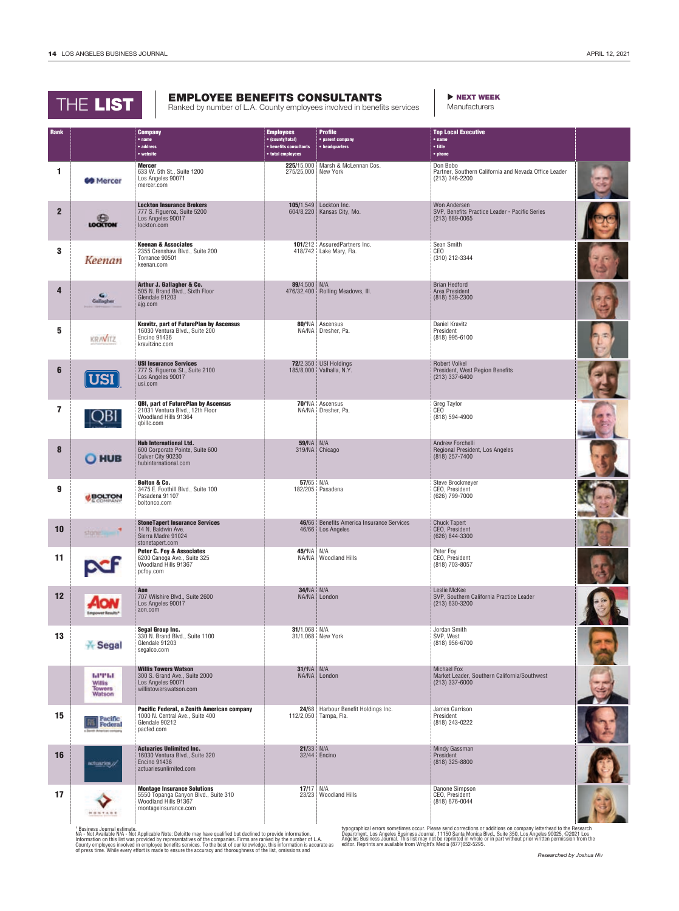# THE LIST

## EMPLOYEE BENEFITS CONSULTANTS

Ranked by number of L.A. County employees involved in benefits services

▶ **NEXT WEEK** Manufacturers

| Rank | Company • name • address • website | Employees • (county/total) • benefits consultants • total employees | Profile • parent company • headquarters | Top Local Executive • name • title • phone |
|---|---|---|---|---|
| 1 | **Mercer** 633 W. 5th St., Suite 1200 Los Angeles 90071 mercer.com | **225**/15,000 275/25,000 | Marsh & McLennan Cos. New York | Don Bobo Partner, Southern California and Nevada Office Leader (213) 346-2200 |
| 2 | **Lockton Insurance Brokers** 777 S. Figueroa, Suite 5200 Los Angeles 90017 lockton.com | **105**/1,549 604/8,220 | Lockton Inc. Kansas City, Mo. | Won Andersen SVP, Benefits Practice Leader - Pacific Series (213) 689-0065 |
| 3 | **Keenan & Associates** 2355 Crenshaw Blvd., Suite 200 Torrance 90501 keenan.com | **101**/212 418/742 | AssuredPartners Inc. Lake Mary, Fla. | Sean Smith CEO (310) 212-3344 |
| 4 | **Arthur J. Gallagher & Co.** 505 N. Brand Blvd., Sixth Floor Glendale 91203 ajg.com | **89**/4,500 476/32,400 | N/A Rolling Meadows, Ill. | Brian Hedford Area President (818) 539-2300 |
| 5 | **Kravitz, part of FuturePlan by Ascensus** 16030 Ventura Blvd., Suite 200 Encino 91436 kravitzinc.com | **80**/NA NA/NA | Ascensus Dresher, Pa. | Daniel Kravitz President (818) 995-6100 |
| 6 | **USI Insurance Services** 777 S. Figueroa St., Suite 2100 Los Angeles 90017 usi.com | **72**/2,350 185/8,000 | USI Holdings Valhalla, N.Y. | Robert Volkel President, West Region Benefits (213) 337-6400 |
| 7 | **QBI, part of FuturePlan by Ascensus** 21031 Ventura Blvd., 12th Floor Woodland Hills 91364 qbillc.com | **70**/NA NA/NA | Ascensus Dresher, Pa. | Greg Taylor CEO (818) 594-4900 |
| 8 | **Hub International Ltd.** 600 Corporate Pointe, Suite 600 Culver City 90230 hubinternational.com | **59**/NA 319/NA | N/A Chicago | Andrew Forchelli Regional President, Los Angeles (818) 257-7400 |
| 9 | **Bolton & Co.** 3475 E. Foothill Blvd., Suite 100 Pasadena 91107 boltonco.com | **57**/65 182/205 | N/A Pasadena | Steve Brockmeyer CEO, President (626) 799-7000 |
| 10 | **StoneTapert Insurance Services** 14 N. Baldwin Ave. Sierra Madre 91024 stonetapert.com | **46**/66 46/66 | Benefits America Insurance Services Los Angeles | Chuck Tapert CEO, President (626) 844-3300 |
| 11 | **Peter C. Foy & Associates** 6200 Canoga Ave., Suite 325 Woodland Hills 91367 pcfoy.com | **45**/NA NA/NA | N/A Woodland Hills | Peter Foy CEO, President (818) 703-8057 |
| 12 | **Aon** 707 Wilshire Blvd., Suite 2600 Los Angeles 90017 aon.com | **34**/NA NA/NA | N/A London | Leslie McKee SVP, Southern California Practice Leader (213) 630-3200 |
| 13 | **Segal Group Inc.** 330 N. Brand Blvd., Suite 1100 Glendale 91203 segalco.com | **31**/1,068 31/1,068 | N/A New York | Jordan Smith SVP, West (818) 956-6700 |
| | **Willis Towers Watson** 300 S. Grand Ave., Suite 2000 Los Angeles 90071 willistowerswatson.com | **31**/NA NA/NA | N/A London | Michael Fox Market Leader, Southern California/Southwest (213) 337-6000 |
| 15 | **Pacific Federal, a Zenith American company** 1000 N. Central Ave., Suite 400 Glendale 91202 pacfed.com | **24**/68 112/2,050 | Harbour Benefit Holdings Inc. Tampa, Fla. | James Garrison President (818) 243-0222 |
| 16 | **Actuaries Unlimited Inc.** 16030 Ventura Blvd., Suite 320 Encino 91436 actuariesunlimited.com | **21**/33 32/44 | N/A Encino | Mindy Gassman President (818) 325-8800 |
| 17 | **Montage Insurance Solutions** 5550 Topanga Canyon Blvd., Suite 310 Woodland Hills 91367 montageinsurance.com | **17**/17 23/23 | N/A Woodland Hills | Danone Simpson CEO, President (818) 676-0044 |

[1] Business Journal estimate.
NA - Not Available N/A - Not Applicable Note: Deloitte may have qualified but declined to provide information.
Information on this list was provided by representatives of the companies. Firms are ranked by the number of L.A. County employees involved in employee benefits services. To the best of our knowledge, this information is accurate as of press time. While every effort is made to ensure the accuracy and thoroughness of the list, omissions and typographical errors sometimes occur. Please send corrections or additions on company letterhead to the Research Department, Los Angeles Business Journal, 11150 Santa Monica Blvd., Suite 350, Los Angeles 90025. ©2021 Los Angeles Business Journal. This list may not be reprinted in whole or in part without prior written permission from the editor. Reprints are available from Wright's Media (877)652-5295.

*Researched by Joshua Niv*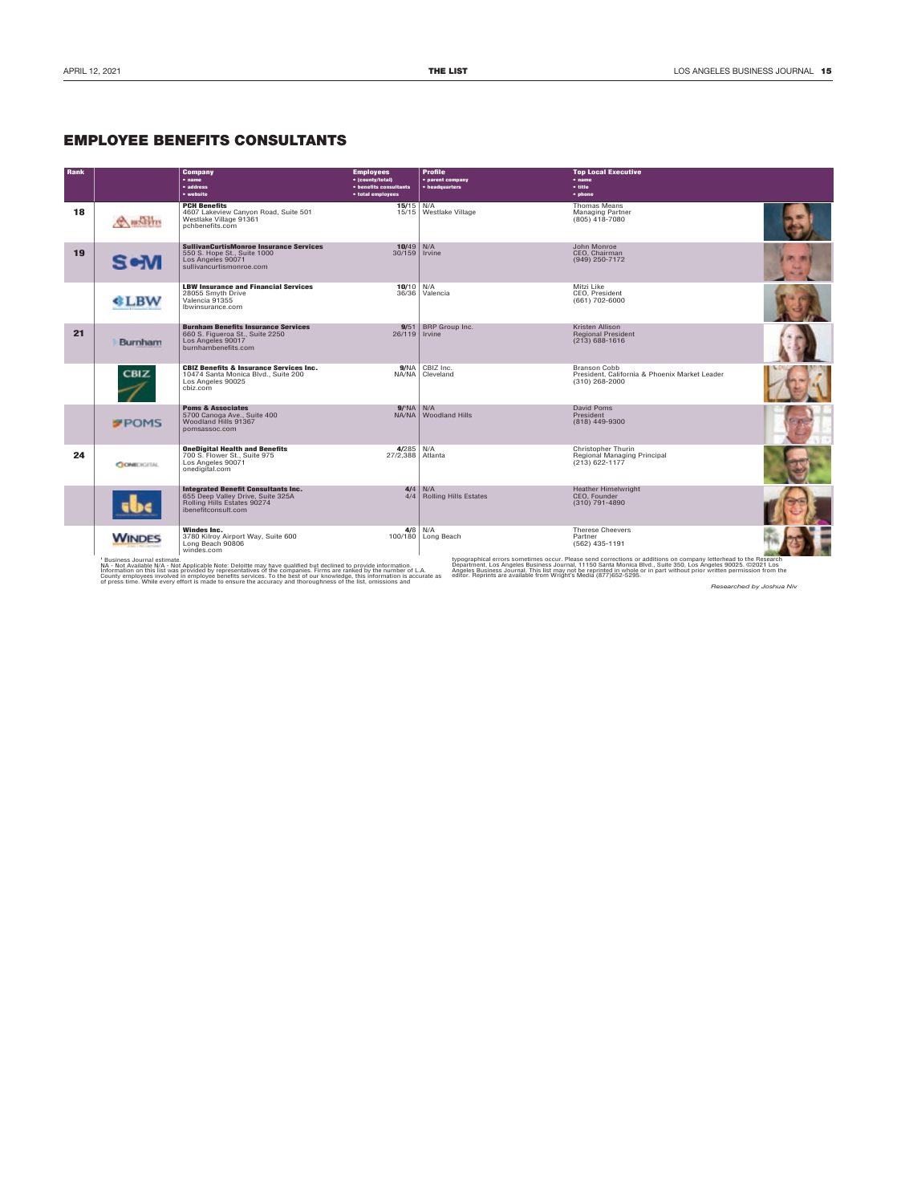# EMPLOYEE BENEFITS CONSULTANTS

| Rank | Company • name • address • website | Employees • (county/total) • benefits consultants • total employees | Profile • parent company • headquarters | Top Local Executive • name • title • phone |
|---|---|---|---|---|
| 18 | **PCH Benefits** 4607 Lakeview Canyon Road, Suite 501 Westlake Village 91361 pchbenefits.com | **15**/15 15/15 | N/A Westlake Village | Thomas Means Managing Partner (805) 418-7080 |
| 19 | **SullivanCurtisMonroe Insurance Services** 550 S. Hope St., Suite 1000 Los Angeles 90071 sullivancurtismonroe.com | **10**/49 30/159 | N/A Irvine | John Monroe CEO, Chairman (949) 250-7172 |
| | **LBW Insurance and Financial Services** 28055 Smyth Drive Valencia 91355 lbwinsurance.com | **10**/10 36/36 | N/A Valencia | Mitzi Like CEO, President (661) 702-6000 |
| 21 | **Burnham Benefits Insurance Services** 660 S. Figueroa St., Suite 2250 Los Angeles 90017 burnhambenefits.com | **9**/51 26/119 | BRP Group Inc. Irvine | Kristen Allison Regional President (213) 688-1616 |
| | **CBIZ Benefits & Insurance Services Inc.** 10474 Santa Monica Blvd., Suite 200 Los Angeles 90025 cbiz.com | **9**/NA NA/NA | CBIZ Inc. Cleveland | Branson Cobb President, California & Phoenix Market Leader (310) 268-2000 |
| | **Poms & Associates** 5700 Canoga Ave., Suite 400 Woodland Hills 91367 pomsassoc.com | **9**[1]/NA NA/NA | N/A Woodland Hills | David Poms President (818) 449-9300 |
| 24 | **OneDigital Health and Benefits** 700 S. Flower St., Suite 975 Los Angeles 90071 onedigital.com | **4**/285 27/2,388 | N/A Atlanta | Christopher Thurin Regional Managing Principal (213) 622-1177 |
| | **Integrated Benefit Consultants Inc.** 655 Deep Valley Drive, Suite 325A Rolling Hills Estates 90274 ibenefitconsult.com | **4**/4 4/4 | N/A Rolling Hills Estates | Heather Himelwright CEO, Founder (310) 791-4890 |
| | **Windes Inc.** 3780 Kilroy Airport Way, Suite 600 Long Beach 90806 windes.com | **4**/8 100/180 | N/A Long Beach | Therese Cheevers Partner (562) 435-1191 |

[1] Business Journal estimate.
NA - Not Available N/A - Not Applicable Note: Deloitte may have qualified but declined to provide information. Information on this list was provided by representatives of the companies. Firms are ranked by the number of L.A. County employees involved in employee benefits services. To the best of our knowledge, this information is accurate as of press time. While every effort is made to ensure the accuracy and thoroughness of the list, omissions and typographical errors sometimes occur. Please send corrections or additions on company letterhead to the Research Department, Los Angeles Business Journal, 11150 Santa Monica Blvd., Suite 350, Los Angeles 90025. ©2021 Los Angeles Business Journal. This list may not be reprinted in whole or in part without prior written permission from the editor. Reprints are available from Wright's Media (877)652-5295.

*Researched by Joshua Niv*